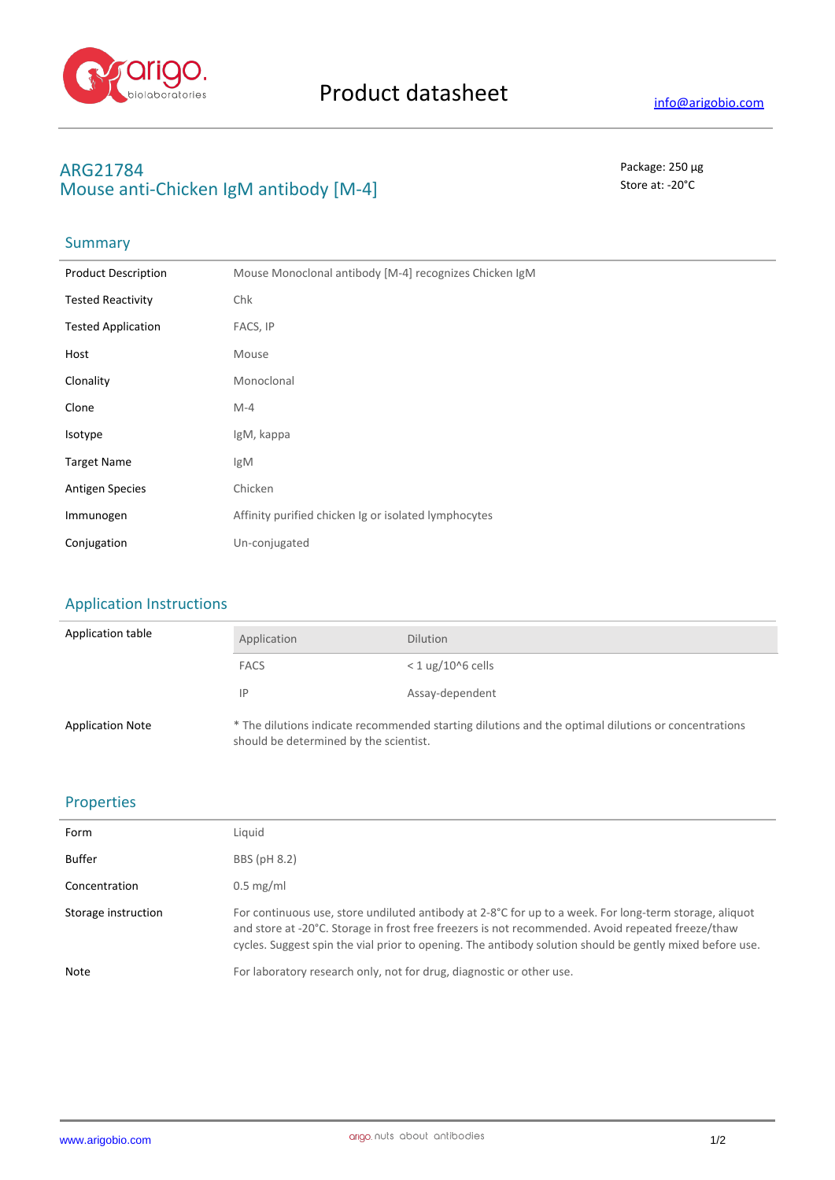# Product datasheet

info@arigobio.com

## ARG21784
## Mouse anti-Chicken IgM antibody [M-4]

Package: 250 μg
Store at: -20°C

### Summary

| | |
|---|---|
| Product Description | Mouse Monoclonal antibody [M-4] recognizes Chicken IgM |
| Tested Reactivity | Chk |
| Tested Application | FACS, IP |
| Host | Mouse |
| Clonality | Monoclonal |
| Clone | M-4 |
| Isotype | IgM, kappa |
| Target Name | IgM |
| Antigen Species | Chicken |
| Immunogen | Affinity purified chicken Ig or isolated lymphocytes |
| Conjugation | Un-conjugated |

### Application Instructions

Application table

| Application | Dilution |
|---|---|
| FACS | < 1 ug/10^6 cells |
| IP | Assay-dependent |

Application Note: * The dilutions indicate recommended starting dilutions and the optimal dilutions or concentrations should be determined by the scientist.

### Properties

| | |
|---|---|
| Form | Liquid |
| Buffer | BBS (pH 8.2) |
| Concentration | 0.5 mg/ml |
| Storage instruction | For continuous use, store undiluted antibody at 2-8°C for up to a week. For long-term storage, aliquot and store at -20°C. Storage in frost free freezers is not recommended. Avoid repeated freeze/thaw cycles. Suggest spin the vial prior to opening. The antibody solution should be gently mixed before use. |
| Note | For laboratory research only, not for drug, diagnostic or other use. |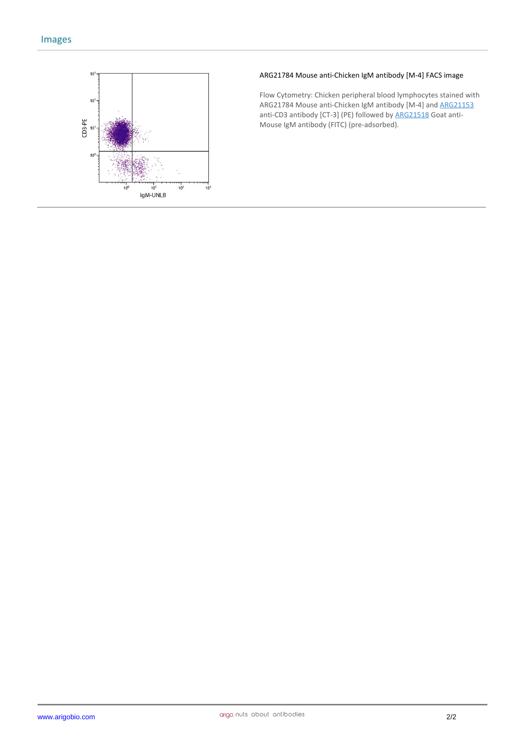## Images

CD3-PE

$10^3$

$10^2$

$10^1$

$10^0$

$10^0$ $10^1$ $10^2$ $10^3$

IgM-UNLB

ARG21784 Mouse anti-Chicken IgM antibody [M-4] FACS image

Flow Cytometry: Chicken peripheral blood lymphocytes stained with ARG21784 Mouse anti-Chicken IgM antibody [M-4] and ARG21153 anti-CD3 antibody [CT-3] (PE) followed by ARG21518 Goat anti-Mouse IgM antibody (FITC) (pre-adsorbed).